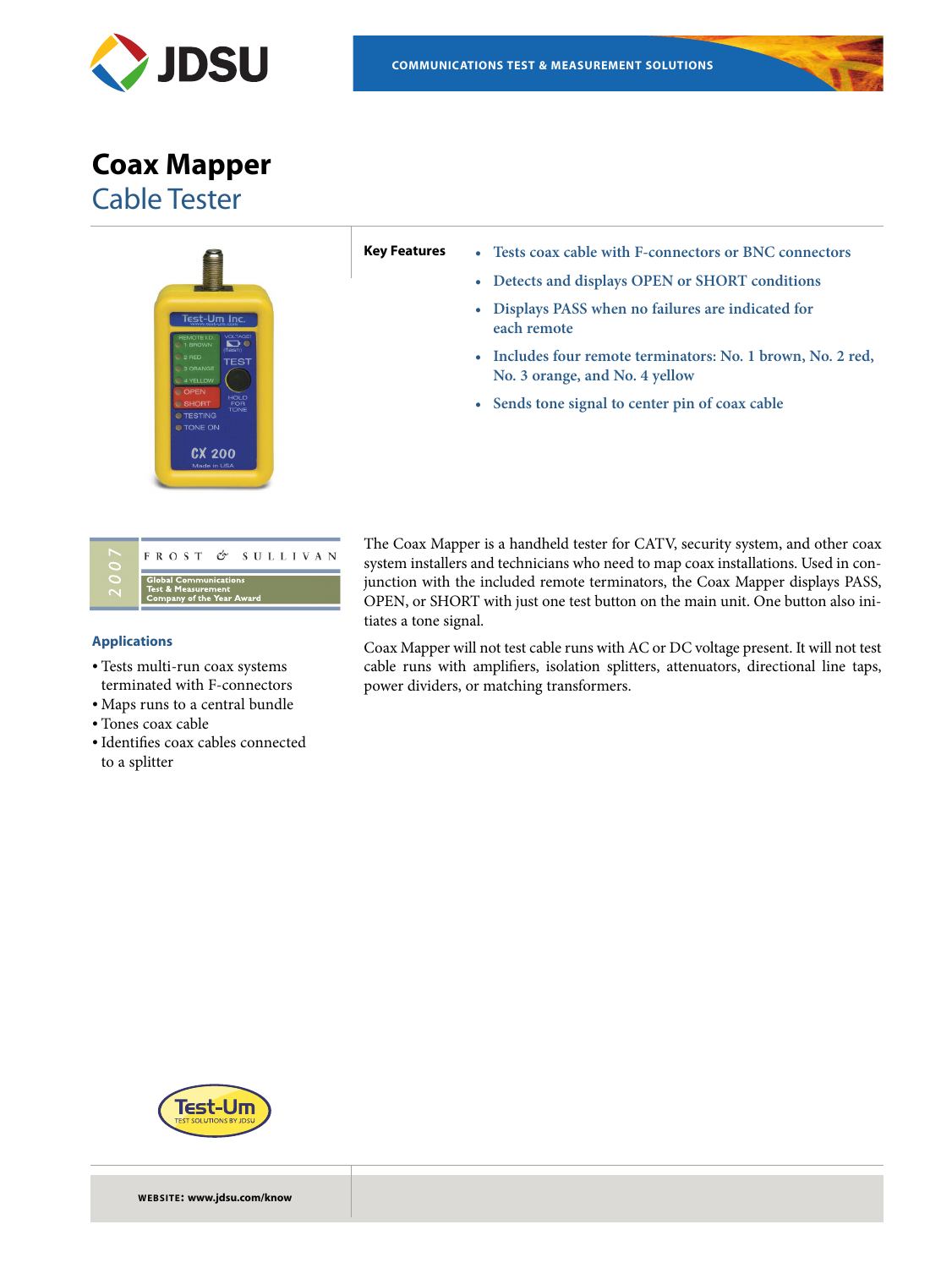COMMUNICATIONS TEST & MEASUREMENT SOLUTIONS

# Coax Mapper

## Cable Tester

**Key Features**

- Tests coax cable with F-connectors or BNC connectors
- Detects and displays OPEN or SHORT conditions
- Displays PASS when no failures are indicated for each remote
- Includes four remote terminators: No. 1 brown, No. 2 red, No. 3 orange, and No. 4 yellow
- Sends tone signal to center pin of coax cable

2007 FROST & SULLIVAN Global Communications Test & Measurement Company of the Year Award

The Coax Mapper is a handheld tester for CATV, security system, and other coax system installers and technicians who need to map coax installations. Used in conjunction with the included remote terminators, the Coax Mapper displays PASS, OPEN, or SHORT with just one test button on the main unit. One button also initiates a tone signal.

Coax Mapper will not test cable runs with AC or DC voltage present. It will not test cable runs with amplifiers, isolation splitters, attenuators, directional line taps, power dividers, or matching transformers.

### Applications

- Tests multi-run coax systems terminated with F-connectors
- Maps runs to a central bundle
- Tones coax cable
- Identifies coax cables connected to a splitter

Test-Um TEST SOLUTIONS BY JDSU

**WEBSITE: www.jdsu.com/know**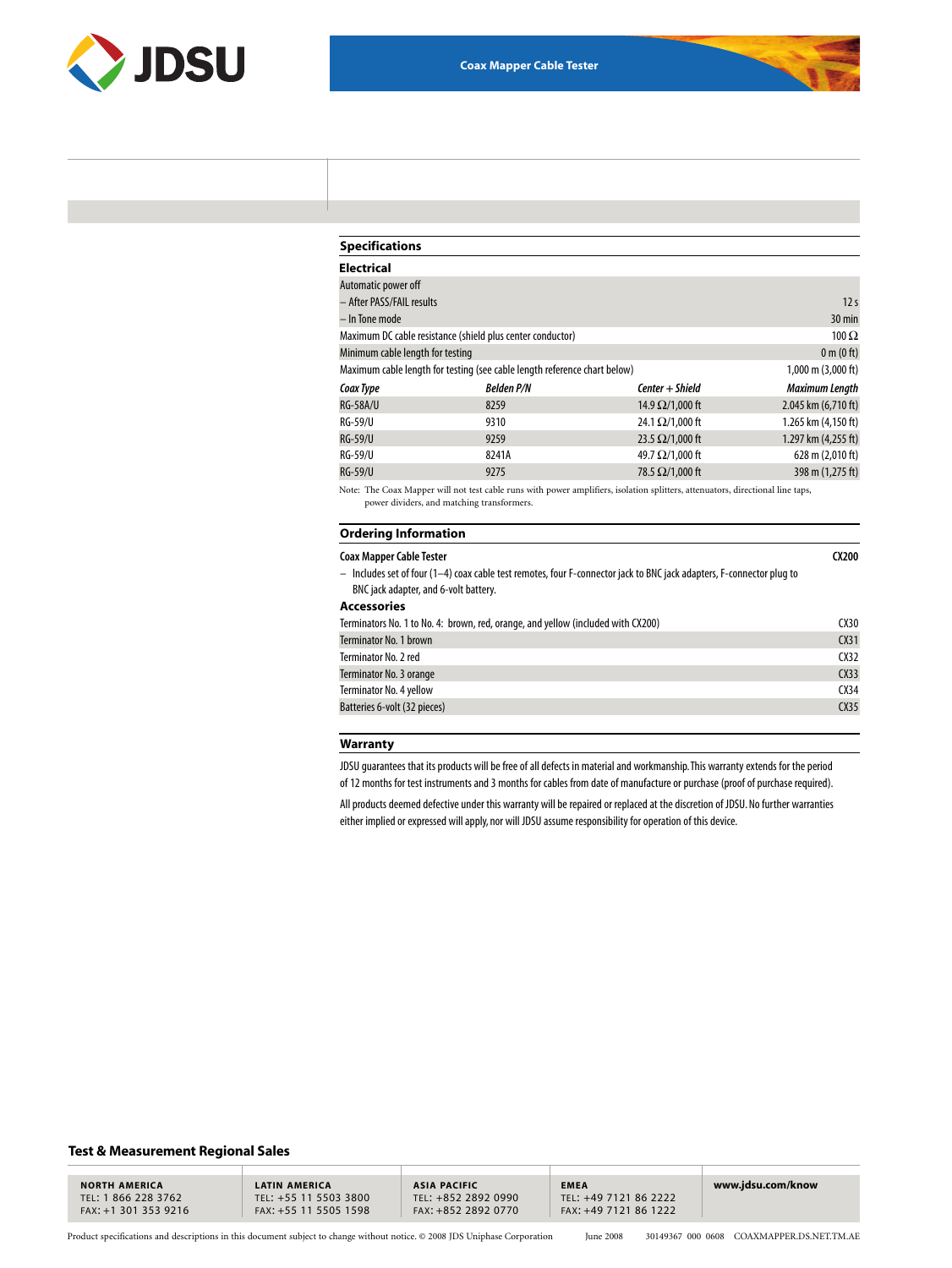## Specifications

### Electrical

| | |
|---|---|
| Automatic power off | |
| – After PASS/FAIL results | 12 s |
| – In Tone mode | 30 min |
| Maximum DC cable resistance (shield plus center conductor) | 100 Ω |
| Minimum cable length for testing | 0 m (0 ft) |
| Maximum cable length for testing (see cable length reference chart below) | 1,000 m (3,000 ft) |

| *Coax Type* | *Belden P/N* | *Center + Shield* | *Maximum Length* |
|---|---|---|---|
| RG-58A/U | 8259 | 14.9 Ω/1,000 ft | 2.045 km (6,710 ft) |
| RG-59/U | 9310 | 24.1 Ω/1,000 ft | 1.265 km (4,150 ft) |
| RG-59/U | 9259 | 23.5 Ω/1,000 ft | 1.297 km (4,255 ft) |
| RG-59/U | 8241A | 49.7 Ω/1,000 ft | 628 m (2,010 ft) |
| RG-59/U | 9275 | 78.5 Ω/1,000 ft | 398 m (1,275 ft) |

Note: The Coax Mapper will not test cable runs with power amplifiers, isolation splitters, attenuators, directional line taps, power dividers, and matching transformers.

## Ordering Information

**Coax Mapper Cable Tester** **CX200**

– Includes set of four (1–4) coax cable test remotes, four F-connector jack to BNC jack adapters, F-connector plug to BNC jack adapter, and 6-volt battery.

### Accessories

| | |
|---|---|
| Terminators No. 1 to No. 4: brown, red, orange, and yellow (included with CX200) | CX30 |
| Terminator No. 1 brown | CX31 |
| Terminator No. 2 red | CX32 |
| Terminator No. 3 orange | CX33 |
| Terminator No. 4 yellow | CX34 |
| Batteries 6-volt (32 pieces) | CX35 |

## Warranty

JDSU guarantees that its products will be free of all defects in material and workmanship. This warranty extends for the period of 12 months for test instruments and 3 months for cables from date of manufacture or purchase (proof of purchase required).

All products deemed defective under this warranty will be repaired or replaced at the discretion of JDSU. No further warranties either implied or expressed will apply, nor will JDSU assume responsibility for operation of this device.

### Test & Measurement Regional Sales

| NORTH AMERICA | LATIN AMERICA | ASIA PACIFIC | EMEA | www.jdsu.com/know |
|---|---|---|---|---|
| TEL: 1 866 228 3762 | TEL: +55 11 5503 3800 | TEL: +852 2892 0990 | TEL: +49 7121 86 2222 | |
| FAX: +1 301 353 9216 | FAX: +55 11 5505 1598 | FAX: +852 2892 0770 | FAX: +49 7121 86 1222 | |

Product specifications and descriptions in this document subject to change without notice. © 2008 JDS Uniphase Corporation June 2008 30149367 000 0608 COAXMAPPER.DS.NET.TM.AE